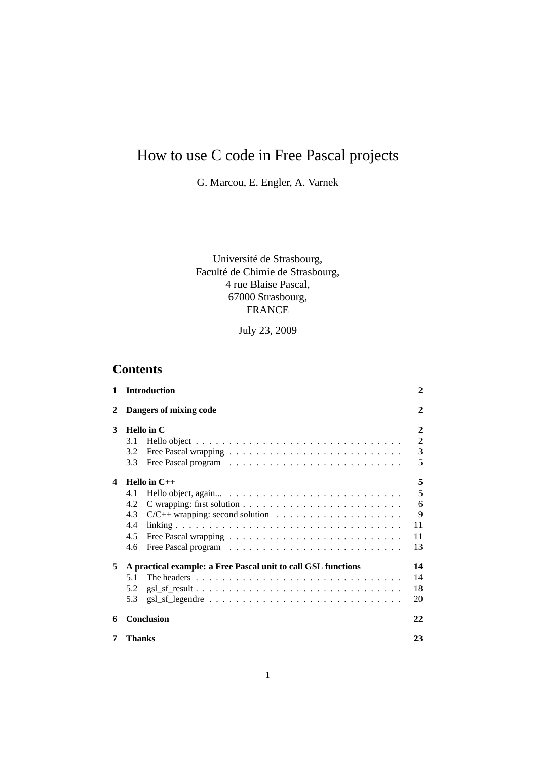# How to use C code in Free Pascal projects

G. Marcou, E. Engler, A. Varnek

Université de Strasbourg,
Faculté de Chimie de Strasbourg,
4 rue Blaise Pascal,
67000 Strasbourg,
FRANCE

July 23, 2009

## Contents

| | | |
|---|---|---|
| **1** | **Introduction** | **2** |
| **2** | **Dangers of mixing code** | **2** |
| **3** | **Hello in C** | **2** |
| | 3.1 Hello object | 2 |
| | 3.2 Free Pascal wrapping | 3 |
| | 3.3 Free Pascal program | 5 |
| **4** | **Hello in C++** | **5** |
| | 4.1 Hello object, again... | 5 |
| | 4.2 C wrapping: first solution | 6 |
| | 4.3 C/C++ wrapping: second solution | 9 |
| | 4.4 linking | 11 |
| | 4.5 Free Pascal wrapping | 11 |
| | 4.6 Free Pascal program | 13 |
| **5** | **A practical example: a Free Pascal unit to call GSL functions** | **14** |
| | 5.1 The headers | 14 |
| | 5.2 gsl_sf_result | 18 |
| | 5.3 gsl_sf_legendre | 20 |
| **6** | **Conclusion** | **22** |
| **7** | **Thanks** | **23** |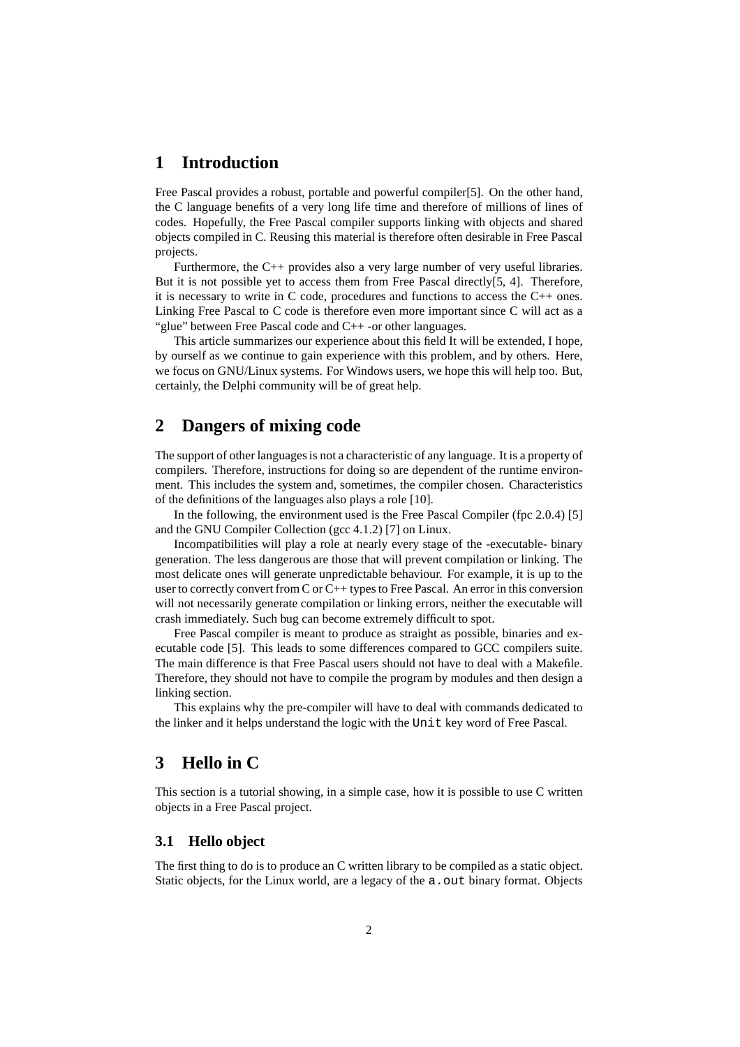# 1 Introduction

Free Pascal provides a robust, portable and powerful compiler[5]. On the other hand, the C language benefits of a very long life time and therefore of millions of lines of codes. Hopefully, the Free Pascal compiler supports linking with objects and shared objects compiled in C. Reusing this material is therefore often desirable in Free Pascal projects.

Furthermore, the C++ provides also a very large number of very useful libraries. But it is not possible yet to access them from Free Pascal directly[5, 4]. Therefore, it is necessary to write in C code, procedures and functions to access the C++ ones. Linking Free Pascal to C code is therefore even more important since C will act as a "glue" between Free Pascal code and C++ -or other languages.

This article summarizes our experience about this field It will be extended, I hope, by ourself as we continue to gain experience with this problem, and by others. Here, we focus on GNU/Linux systems. For Windows users, we hope this will help too. But, certainly, the Delphi community will be of great help.

# 2 Dangers of mixing code

The support of other languages is not a characteristic of any language. It is a property of compilers. Therefore, instructions for doing so are dependent of the runtime environment. This includes the system and, sometimes, the compiler chosen. Characteristics of the definitions of the languages also plays a role [10].

In the following, the environment used is the Free Pascal Compiler (fpc 2.0.4) [5] and the GNU Compiler Collection (gcc 4.1.2) [7] on Linux.

Incompatibilities will play a role at nearly every stage of the -executable- binary generation. The less dangerous are those that will prevent compilation or linking. The most delicate ones will generate unpredictable behaviour. For example, it is up to the user to correctly convert from C or C++ types to Free Pascal. An error in this conversion will not necessarily generate compilation or linking errors, neither the executable will crash immediately. Such bug can become extremely difficult to spot.

Free Pascal compiler is meant to produce as straight as possible, binaries and executable code [5]. This leads to some differences compared to GCC compilers suite. The main difference is that Free Pascal users should not have to deal with a Makefile. Therefore, they should not have to compile the program by modules and then design a linking section.

This explains why the pre-compiler will have to deal with commands dedicated to the linker and it helps understand the logic with the `Unit` key word of Free Pascal.

# 3 Hello in C

This section is a tutorial showing, in a simple case, how it is possible to use C written objects in a Free Pascal project.

## 3.1 Hello object

The first thing to do is to produce an C written library to be compiled as a static object. Static objects, for the Linux world, are a legacy of the `a.out` binary format. Objects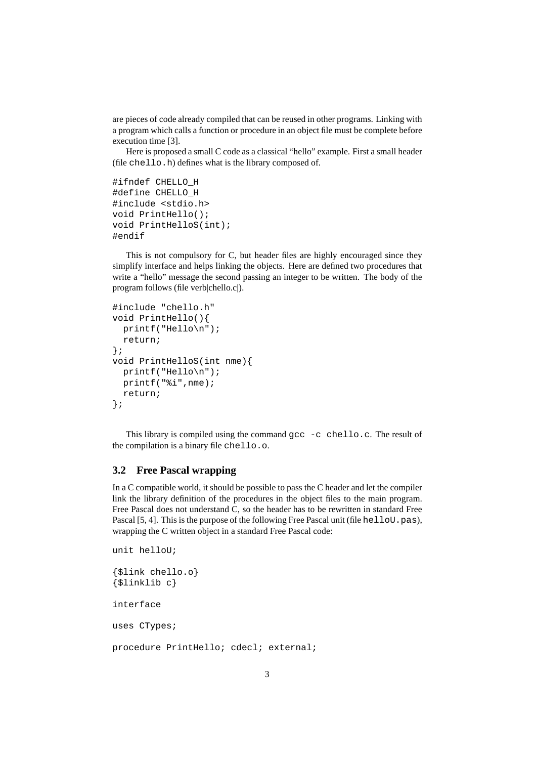are pieces of code already compiled that can be reused in other programs. Linking with a program which calls a function or procedure in an object file must be complete before execution time [3].

Here is proposed a small C code as a classical "hello" example. First a small header (file `chello.h`) defines what is the library composed of.

```
#ifndef CHELLO_H
#define CHELLO_H
#include <stdio.h>
void PrintHello();
void PrintHelloS(int);
#endif
```

This is not compulsory for C, but header files are highly encouraged since they simplify interface and helps linking the objects. Here are defined two procedures that write a "hello" message the second passing an integer to be written. The body of the program follows (file verb|chello.c|).

```
#include "chello.h"
void PrintHello(){
  printf("Hello\n");
  return;
};
void PrintHelloS(int nme){
  printf("Hello\n");
  printf("%i",nme);
  return;
};
```

This library is compiled using the command `gcc -c chello.c`. The result of the compilation is a binary file `chello.o`.

### 3.2 Free Pascal wrapping

In a C compatible world, it should be possible to pass the C header and let the compiler link the library definition of the procedures in the object files to the main program. Free Pascal does not understand C, so the header has to be rewritten in standard Free Pascal [5, 4]. This is the purpose of the following Free Pascal unit (file `helloU.pas`), wrapping the C written object in a standard Free Pascal code:

```
unit helloU;

{$link chello.o}
{$linklib c}

interface

uses CTypes;

procedure PrintHello; cdecl; external;
```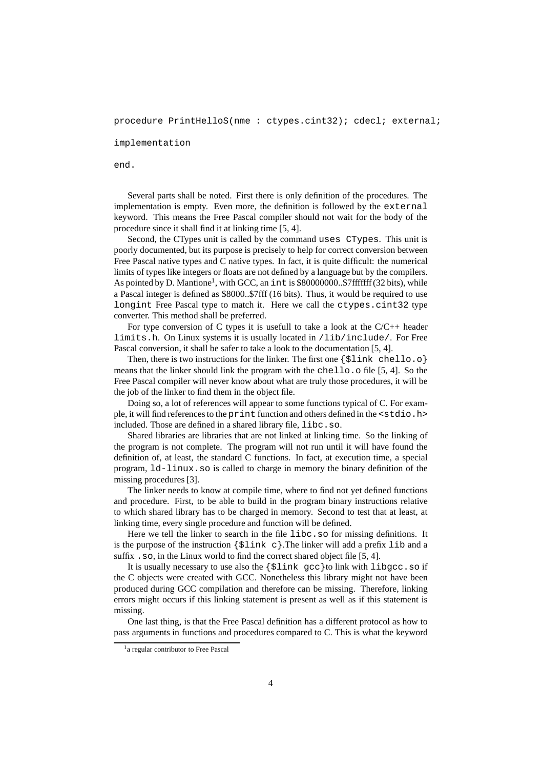```
procedure PrintHelloS(nme : ctypes.cint32); cdecl; external;

implementation

end.
```

Several parts shall be noted. First there is only definition of the procedures. The implementation is empty. Even more, the definition is followed by the `external` keyword. This means the Free Pascal compiler should not wait for the body of the procedure since it shall find it at linking time [5, 4].

Second, the CTypes unit is called by the command `uses CTypes`. This unit is poorly documented, but its purpose is precisely to help for correct conversion between Free Pascal native types and C native types. In fact, it is quite difficult: the numerical limits of types like integers or floats are not defined by a language but by the compilers. As pointed by D. Mantione[1], with GCC, an `int` is $80000000..$7fffffff (32 bits), while a Pascal integer is defined as $8000..$7fff (16 bits). Thus, it would be required to use `longint` Free Pascal type to match it. Here we call the `ctypes.cint32` type converter. This method shall be preferred.

For type conversion of C types it is usefull to take a look at the C/C++ header `limits.h`. On Linux systems it is usually located in `/lib/include/`. For Free Pascal conversion, it shall be safer to take a look to the documentation [5, 4].

Then, there is two instructions for the linker. The first one `{$link chello.o}` means that the linker should link the program with the `chello.o` file [5, 4]. So the Free Pascal compiler will never know about what are truly those procedures, it will be the job of the linker to find them in the object file.

Doing so, a lot of references will appear to some functions typical of C. For example, it will find references to the `print` function and others defined in the `<stdio.h>` included. Those are defined in a shared library file, `libc.so`.

Shared libraries are libraries that are not linked at linking time. So the linking of the program is not complete. The program will not run until it will have found the definition of, at least, the standard C functions. In fact, at execution time, a special program, `ld-linux.so` is called to charge in memory the binary definition of the missing procedures [3].

The linker needs to know at compile time, where to find not yet defined functions and procedure. First, to be able to build in the program binary instructions relative to which shared library has to be charged in memory. Second to test that at least, at linking time, every single procedure and function will be defined.

Here we tell the linker to search in the file `libc.so` for missing definitions. It is the purpose of the instruction `{$link c}`.The linker will add a prefix `lib` and a suffix `.so`, in the Linux world to find the correct shared object file [5, 4].

It is usually necessary to use also the `{$link gcc}`to link with `libgcc.so` if the C objects were created with GCC. Nonetheless this library might not have been produced during GCC compilation and therefore can be missing. Therefore, linking errors might occurs if this linking statement is present as well as if this statement is missing.

One last thing, is that the Free Pascal definition has a different protocol as how to pass arguments in functions and procedures compared to C. This is what the keyword

[1] a regular contributor to Free Pascal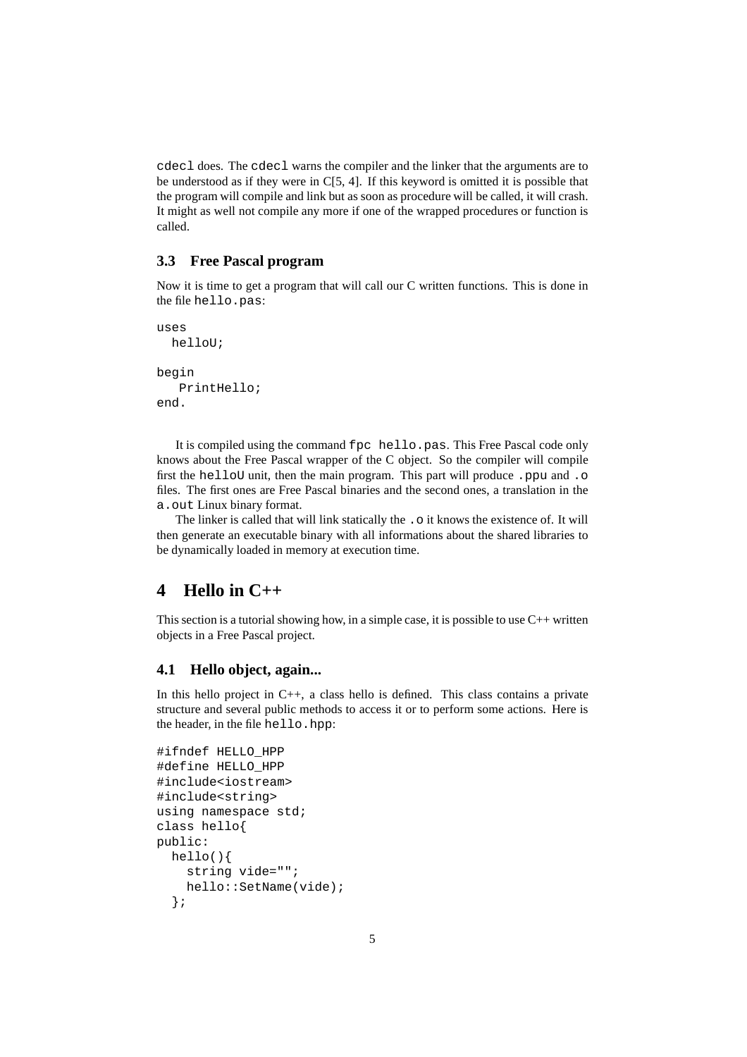`cdecl` does. The `cdecl` warns the compiler and the linker that the arguments are to be understood as if they were in C[5, 4]. If this keyword is omitted it is possible that the program will compile and link but as soon as procedure will be called, it will crash. It might as well not compile any more if one of the wrapped procedures or function is called.

### 3.3 Free Pascal program

Now it is time to get a program that will call our C written functions. This is done in the file `hello.pas`:

```
uses
  helloU;

begin
   PrintHello;
end.
```

It is compiled using the command `fpc hello.pas`. This Free Pascal code only knows about the Free Pascal wrapper of the C object. So the compiler will compile first the `helloU` unit, then the main program. This part will produce `.ppu` and `.o` files. The first ones are Free Pascal binaries and the second ones, a translation in the `a.out` Linux binary format.

The linker is called that will link statically the `.o` it knows the existence of. It will then generate an executable binary with all informations about the shared libraries to be dynamically loaded in memory at execution time.

## 4 Hello in C++

This section is a tutorial showing how, in a simple case, it is possible to use C++ written objects in a Free Pascal project.

### 4.1 Hello object, again...

In this hello project in C++, a class hello is defined. This class contains a private structure and several public methods to access it or to perform some actions. Here is the header, in the file `hello.hpp`:

```
#ifndef HELLO_HPP
#define HELLO_HPP
#include<iostream>
#include<string>
using namespace std;
class hello{
public:
  hello(){
    string vide="";
    hello::SetName(vide);
  };
```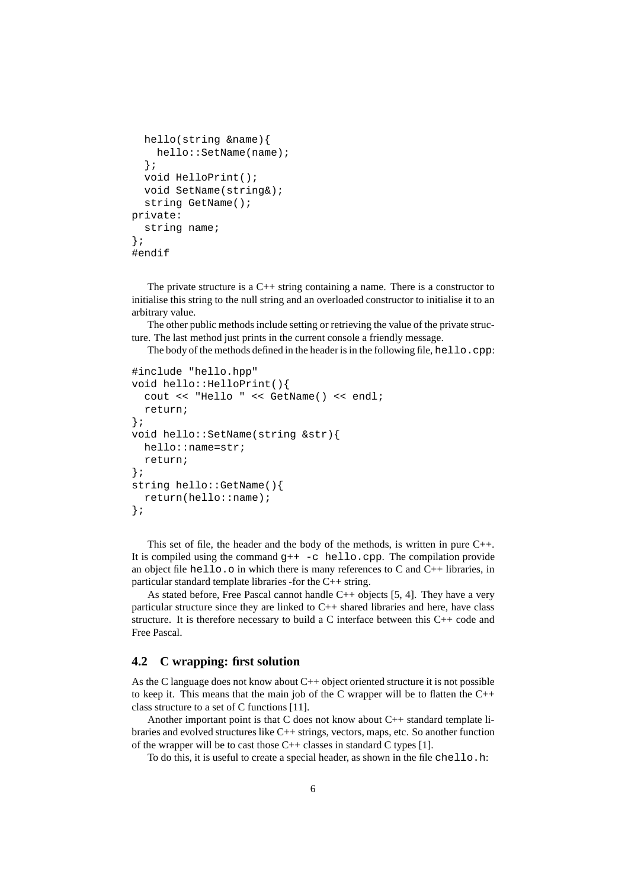```
  hello(string &name){
    hello::SetName(name);
  };
  void HelloPrint();
  void SetName(string&);
  string GetName();
private:
  string name;
};
#endif
```

The private structure is a C++ string containing a name. There is a constructor to initialise this string to the null string and an overloaded constructor to initialise it to an arbitrary value.

The other public methods include setting or retrieving the value of the private structure. The last method just prints in the current console a friendly message.

The body of the methods defined in the header is in the following file, `hello.cpp`:

```
#include "hello.hpp"
void hello::HelloPrint(){
  cout << "Hello " << GetName() << endl;
  return;
};
void hello::SetName(string &str){
  hello::name=str;
  return;
};
string hello::GetName(){
  return(hello::name);
};
```

This set of file, the header and the body of the methods, is written in pure C++. It is compiled using the command `g++ -c hello.cpp`. The compilation provide an object file `hello.o` in which there is many references to C and C++ libraries, in particular standard template libraries -for the C++ string.

As stated before, Free Pascal cannot handle C++ objects [5, 4]. They have a very particular structure since they are linked to C++ shared libraries and here, have class structure. It is therefore necessary to build a C interface between this C++ code and Free Pascal.

## 4.2 C wrapping: first solution

As the C language does not know about C++ object oriented structure it is not possible to keep it. This means that the main job of the C wrapper will be to flatten the C++ class structure to a set of C functions [11].

Another important point is that C does not know about C++ standard template libraries and evolved structures like C++ strings, vectors, maps, etc. So another function of the wrapper will be to cast those C++ classes in standard C types [1].

To do this, it is useful to create a special header, as shown in the file `chello.h`: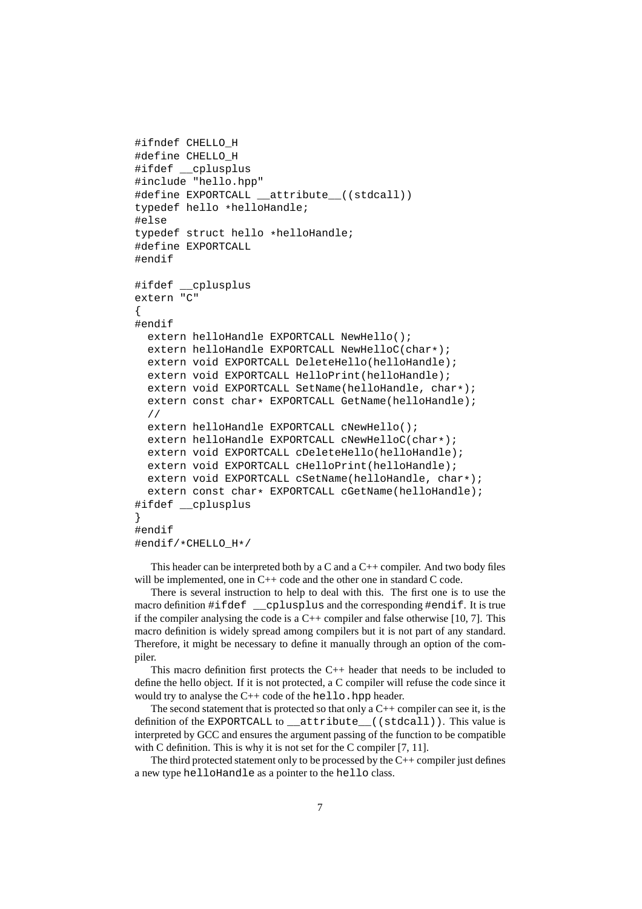```
#ifndef CHELLO_H
#define CHELLO_H
#ifdef __cplusplus
#include "hello.hpp"
#define EXPORTCALL __attribute__((stdcall))
typedef hello *helloHandle;
#else
typedef struct hello *helloHandle;
#define EXPORTCALL
#endif

#ifdef __cplusplus
extern "C"
{
#endif
  extern helloHandle EXPORTCALL NewHello();
  extern helloHandle EXPORTCALL NewHelloC(char*);
  extern void EXPORTCALL DeleteHello(helloHandle);
  extern void EXPORTCALL HelloPrint(helloHandle);
  extern void EXPORTCALL SetName(helloHandle, char*);
  extern const char* EXPORTCALL GetName(helloHandle);
  //
  extern helloHandle EXPORTCALL cNewHello();
  extern helloHandle EXPORTCALL cNewHelloC(char*);
  extern void EXPORTCALL cDeleteHello(helloHandle);
  extern void EXPORTCALL cHelloPrint(helloHandle);
  extern void EXPORTCALL cSetName(helloHandle, char*);
  extern const char* EXPORTCALL cGetName(helloHandle);
#ifdef __cplusplus
}
#endif
#endif/*CHELLO_H*/
```

This header can be interpreted both by a C and a C++ compiler. And two body files will be implemented, one in C++ code and the other one in standard C code.

There is several instruction to help to deal with this. The first one is to use the macro definition `#ifdef __cplusplus` and the corresponding `#endif`. It is true if the compiler analysing the code is a C++ compiler and false otherwise [10, 7]. This macro definition is widely spread among compilers but it is not part of any standard. Therefore, it might be necessary to define it manually through an option of the compiler.

This macro definition first protects the C++ header that needs to be included to define the hello object. If it is not protected, a C compiler will refuse the code since it would try to analyse the C++ code of the `hello.hpp` header.

The second statement that is protected so that only a C++ compiler can see it, is the definition of the `EXPORTCALL` to `__attribute__((stdcall))`. This value is interpreted by GCC and ensures the argument passing of the function to be compatible with C definition. This is why it is not set for the C compiler [7, 11].

The third protected statement only to be processed by the C++ compiler just defines a new type `helloHandle` as a pointer to the `hello` class.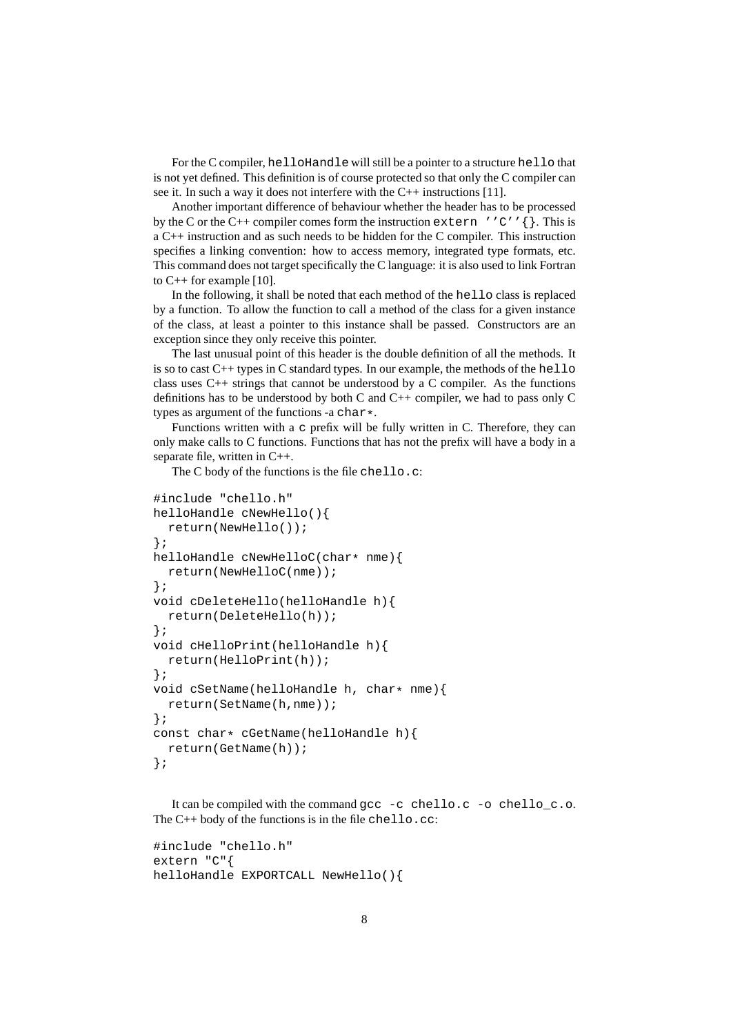For the C compiler, `helloHandle` will still be a pointer to a structure `hello` that is not yet defined. This definition is of course protected so that only the C compiler can see it. In such a way it does not interfere with the C++ instructions [11].

Another important difference of behaviour whether the header has to be processed by the C or the C++ compiler comes form the instruction `extern ''C''{}`. This is a C++ instruction and as such needs to be hidden for the C compiler. This instruction specifies a linking convention: how to access memory, integrated type formats, etc. This command does not target specifically the C language: it is also used to link Fortran to C++ for example [10].

In the following, it shall be noted that each method of the `hello` class is replaced by a function. To allow the function to call a method of the class for a given instance of the class, at least a pointer to this instance shall be passed. Constructors are an exception since they only receive this pointer.

The last unusual point of this header is the double definition of all the methods. It is so to cast C++ types in C standard types. In our example, the methods of the `hello` class uses C++ strings that cannot be understood by a C compiler. As the functions definitions has to be understood by both C and C++ compiler, we had to pass only C types as argument of the functions -a `char*`.

Functions written with a `c` prefix will be fully written in C. Therefore, they can only make calls to C functions. Functions that has not the prefix will have a body in a separate file, written in C++.

The C body of the functions is the file `chello.c`:

```
#include "chello.h"
helloHandle cNewHello(){
  return(NewHello());
};
helloHandle cNewHelloC(char* nme){
  return(NewHelloC(nme));
};
void cDeleteHello(helloHandle h){
  return(DeleteHello(h));
};
void cHelloPrint(helloHandle h){
  return(HelloPrint(h));
};
void cSetName(helloHandle h, char* nme){
  return(SetName(h,nme));
};
const char* cGetName(helloHandle h){
  return(GetName(h));
};
```

It can be compiled with the command `gcc -c chello.c -o chello_c.o`. The C++ body of the functions is in the file `chello.cc`:

```
#include "chello.h"
extern "C"{
helloHandle EXPORTCALL NewHello(){
```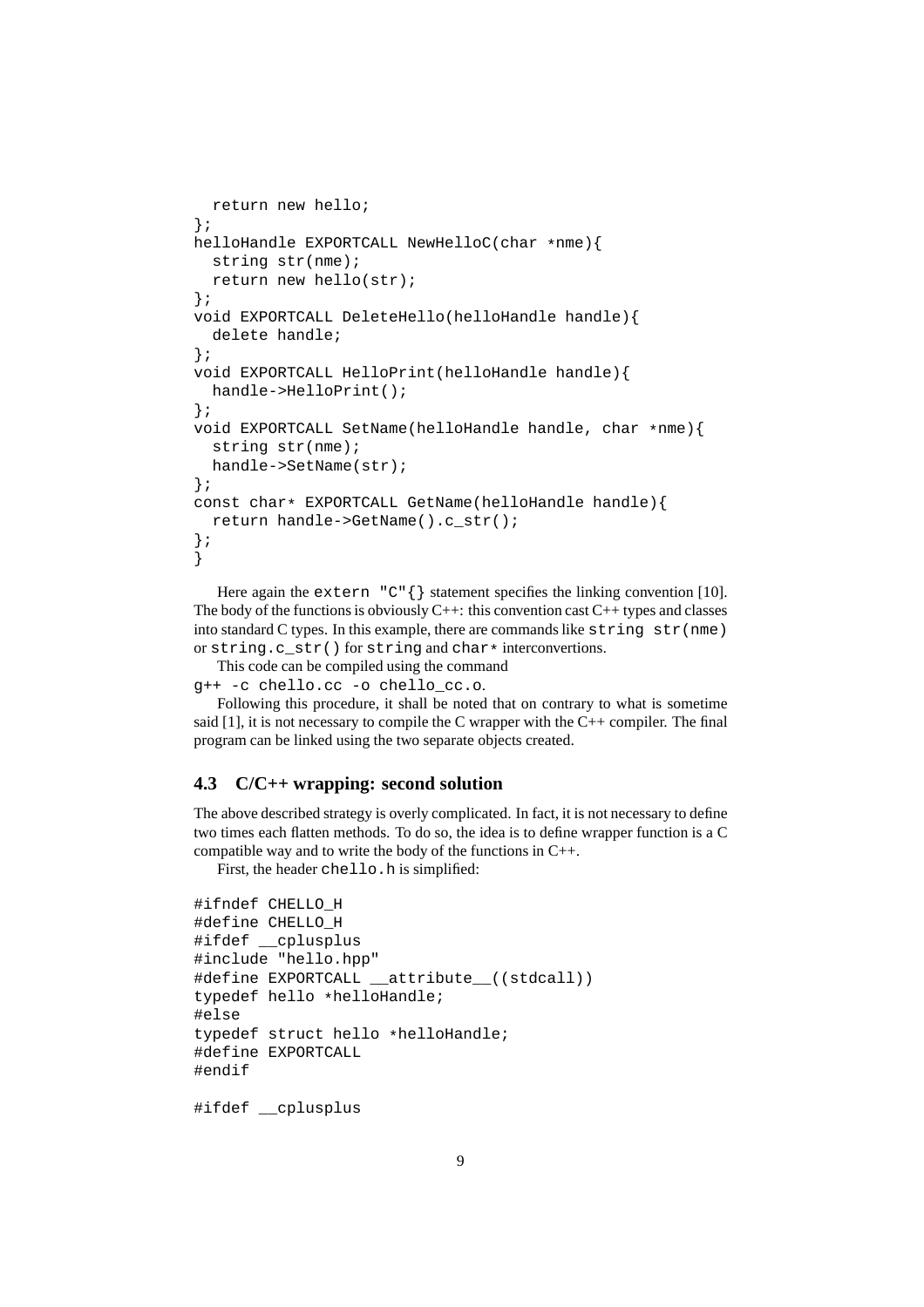```
  return new hello;
};
helloHandle EXPORTCALL NewHelloC(char *nme){
  string str(nme);
  return new hello(str);
};
void EXPORTCALL DeleteHello(helloHandle handle){
  delete handle;
};
void EXPORTCALL HelloPrint(helloHandle handle){
  handle->HelloPrint();
};
void EXPORTCALL SetName(helloHandle handle, char *nme){
  string str(nme);
  handle->SetName(str);
};
const char* EXPORTCALL GetName(helloHandle handle){
  return handle->GetName().c_str();
};
}
```

Here again the `extern "C"{}` statement specifies the linking convention [10]. The body of the functions is obviously C++: this convention cast C++ types and classes into standard C types. In this example, there are commands like `string str(nme)` or `string.c_str()` for `string` and `char*` interconvertions.

This code can be compiled using the command
`g++ -c chello.cc -o chello_cc.o`.

Following this procedure, it shall be noted that on contrary to what is sometime said [1], it is not necessary to compile the C wrapper with the C++ compiler. The final program can be linked using the two separate objects created.

### 4.3 C/C++ wrapping: second solution

The above described strategy is overly complicated. In fact, it is not necessary to define two times each flatten methods. To do so, the idea is to define wrapper function is a C compatible way and to write the body of the functions in C++.

First, the header `chello.h` is simplified:

```
#ifndef CHELLO_H
#define CHELLO_H
#ifdef __cplusplus
#include "hello.hpp"
#define EXPORTCALL __attribute__((stdcall))
typedef hello *helloHandle;
#else
typedef struct hello *helloHandle;
#define EXPORTCALL
#endif

#ifdef __cplusplus
```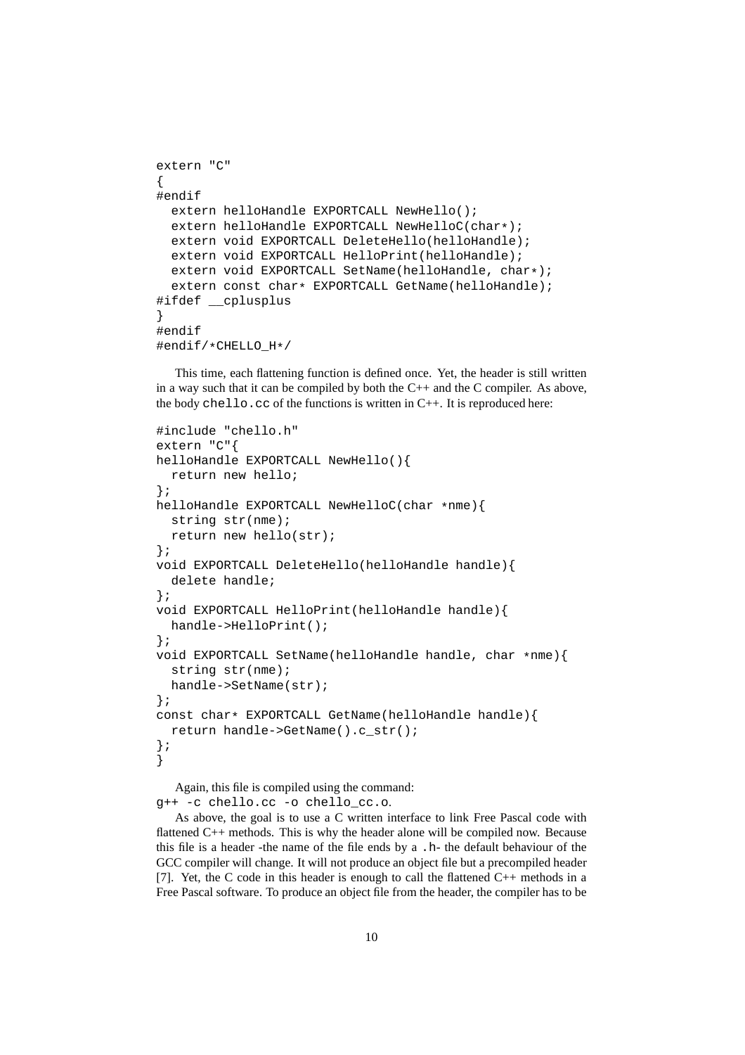```
extern "C"
{
#endif
  extern helloHandle EXPORTCALL NewHello();
  extern helloHandle EXPORTCALL NewHelloC(char*);
  extern void EXPORTCALL DeleteHello(helloHandle);
  extern void EXPORTCALL HelloPrint(helloHandle);
  extern void EXPORTCALL SetName(helloHandle, char*);
  extern const char* EXPORTCALL GetName(helloHandle);
#ifdef __cplusplus
}
#endif
#endif/*CHELLO_H*/
```

This time, each flattening function is defined once. Yet, the header is still written in a way such that it can be compiled by both the C++ and the C compiler. As above, the body `chello.cc` of the functions is written in C++. It is reproduced here:

```
#include "chello.h"
extern "C"{
helloHandle EXPORTCALL NewHello(){
  return new hello;
};
helloHandle EXPORTCALL NewHelloC(char *nme){
  string str(nme);
  return new hello(str);
};
void EXPORTCALL DeleteHello(helloHandle handle){
  delete handle;
};
void EXPORTCALL HelloPrint(helloHandle handle){
  handle->HelloPrint();
};
void EXPORTCALL SetName(helloHandle handle, char *nme){
  string str(nme);
  handle->SetName(str);
};
const char* EXPORTCALL GetName(helloHandle handle){
  return handle->GetName().c_str();
};
}
```

Again, this file is compiled using the command:
`g++ -c chello.cc -o chello_cc.o`.

As above, the goal is to use a C written interface to link Free Pascal code with flattened C++ methods. This is why the header alone will be compiled now. Because this file is a header -the name of the file ends by a `.h`- the default behaviour of the GCC compiler will change. It will not produce an object file but a precompiled header [7]. Yet, the C code in this header is enough to call the flattened C++ methods in a Free Pascal software. To produce an object file from the header, the compiler has to be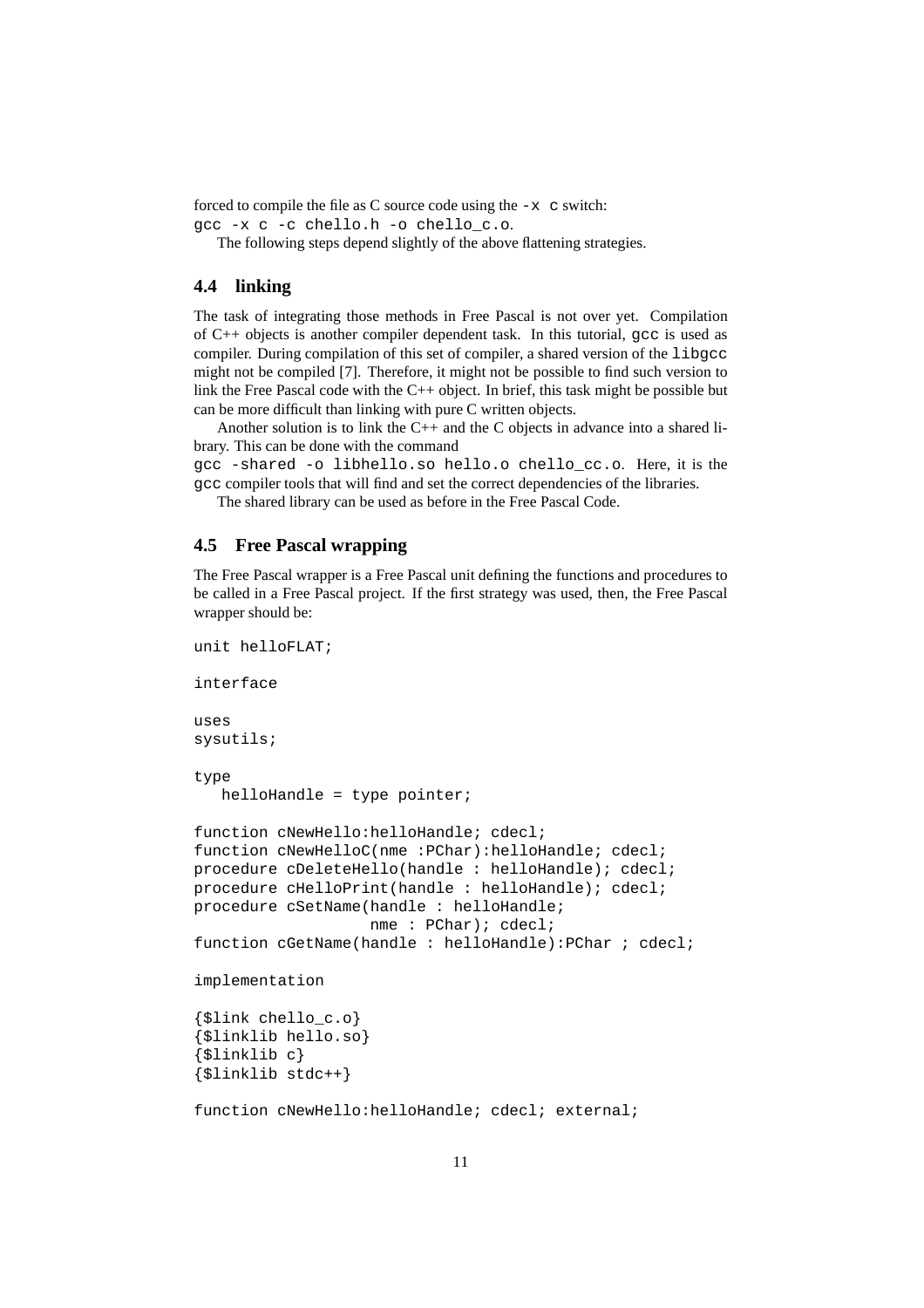forced to compile the file as C source code using the `-x c` switch:
`gcc -x c -c chello.h -o chello_c.o`.

The following steps depend slightly of the above flattening strategies.

## 4.4 linking

The task of integrating those methods in Free Pascal is not over yet. Compilation of C++ objects is another compiler dependent task. In this tutorial, `gcc` is used as compiler. During compilation of this set of compiler, a shared version of the `libgcc` might not be compiled [7]. Therefore, it might not be possible to find such version to link the Free Pascal code with the C++ object. In brief, this task might be possible but can be more difficult than linking with pure C written objects.

Another solution is to link the C++ and the C objects in advance into a shared library. This can be done with the command
`gcc -shared -o libhello.so hello.o chello_cc.o`. Here, it is the `gcc` compiler tools that will find and set the correct dependencies of the libraries.

The shared library can be used as before in the Free Pascal Code.

## 4.5 Free Pascal wrapping

The Free Pascal wrapper is a Free Pascal unit defining the functions and procedures to be called in a Free Pascal project. If the first strategy was used, then, the Free Pascal wrapper should be:

```
unit helloFLAT;

interface

uses
sysutils;

type
   helloHandle = type pointer;

function cNewHello:helloHandle; cdecl;
function cNewHelloC(nme :PChar):helloHandle; cdecl;
procedure cDeleteHello(handle : helloHandle); cdecl;
procedure cHelloPrint(handle : helloHandle); cdecl;
procedure cSetName(handle : helloHandle;
                   nme : PChar); cdecl;
function cGetName(handle : helloHandle):PChar ; cdecl;

implementation

{$link chello_c.o}
{$linklib hello.so}
{$linklib c}
{$linklib stdc++}

function cNewHello:helloHandle; cdecl; external;
```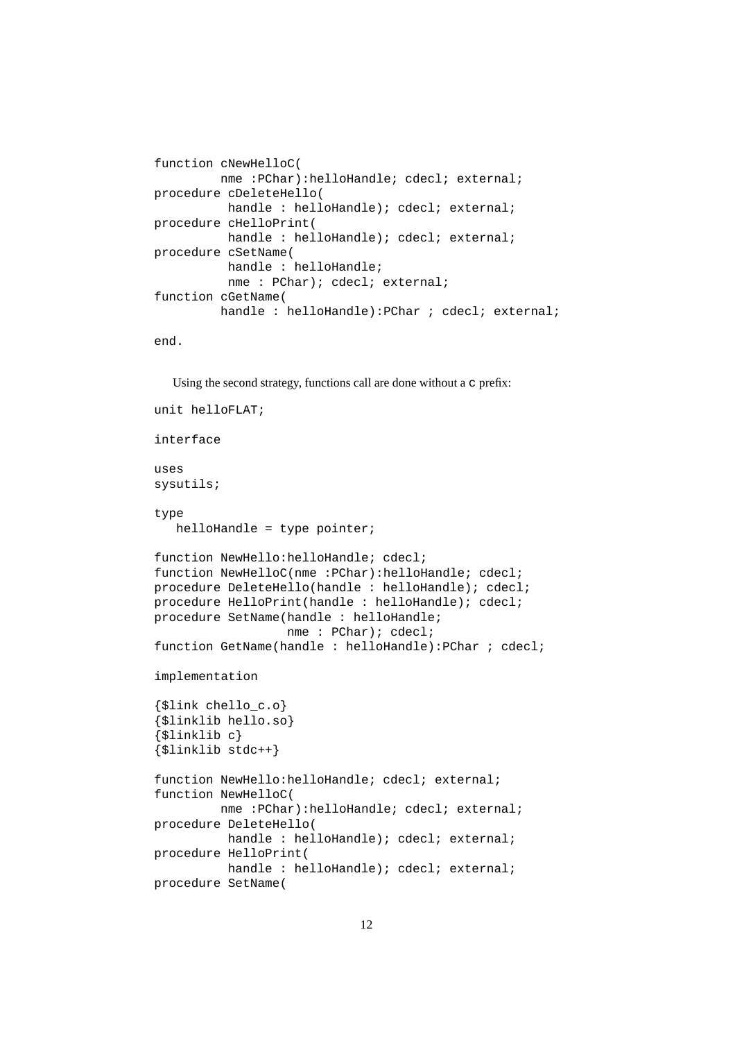```
function cNewHelloC(
         nme :PChar):helloHandle; cdecl; external;
procedure cDeleteHello(
          handle : helloHandle); cdecl; external;
procedure cHelloPrint(
          handle : helloHandle); cdecl; external;
procedure cSetName(
          handle : helloHandle;
          nme : PChar); cdecl; external;
function cGetName(
         handle : helloHandle):PChar ; cdecl; external;

end.
```

Using the second strategy, functions call are done without a `c` prefix:

```
unit helloFLAT;

interface

uses
sysutils;

type
   helloHandle = type pointer;

function NewHello:helloHandle; cdecl;
function NewHelloC(nme :PChar):helloHandle; cdecl;
procedure DeleteHello(handle : helloHandle); cdecl;
procedure HelloPrint(handle : helloHandle); cdecl;
procedure SetName(handle : helloHandle;
                  nme : PChar); cdecl;
function GetName(handle : helloHandle):PChar ; cdecl;

implementation

{$link chello_c.o}
{$linklib hello.so}
{$linklib c}
{$linklib stdc++}

function NewHello:helloHandle; cdecl; external;
function NewHelloC(
         nme :PChar):helloHandle; cdecl; external;
procedure DeleteHello(
          handle : helloHandle); cdecl; external;
procedure HelloPrint(
          handle : helloHandle); cdecl; external;
procedure SetName(
```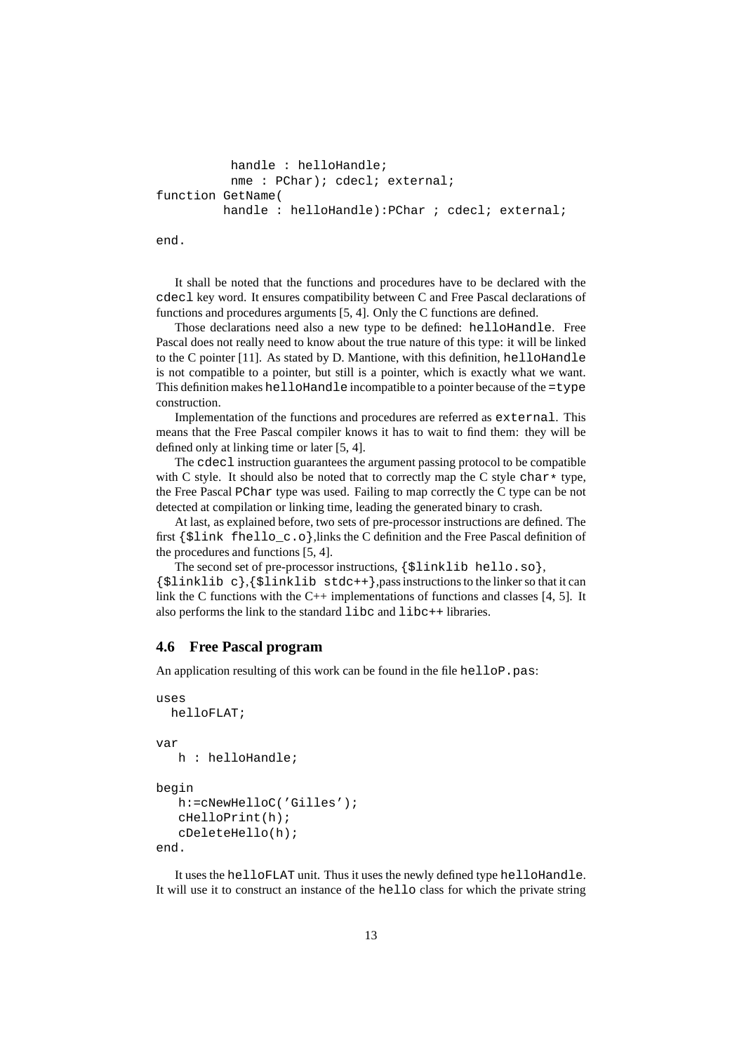```
           handle : helloHandle;
           nme : PChar); cdecl; external;
function GetName(
          handle : helloHandle):PChar ; cdecl; external;

end.
```

It shall be noted that the functions and procedures have to be declared with the `cdecl` key word. It ensures compatibility between C and Free Pascal declarations of functions and procedures arguments [5, 4]. Only the C functions are defined.

Those declarations need also a new type to be defined: `helloHandle`. Free Pascal does not really need to know about the true nature of this type: it will be linked to the C pointer [11]. As stated by D. Mantione, with this definition, `helloHandle` is not compatible to a pointer, but still is a pointer, which is exactly what we want. This definition makes `helloHandle` incompatible to a pointer because of the `=type` construction.

Implementation of the functions and procedures are referred as `external`. This means that the Free Pascal compiler knows it has to wait to find them: they will be defined only at linking time or later [5, 4].

The `cdecl` instruction guarantees the argument passing protocol to be compatible with C style. It should also be noted that to correctly map the C style `char*` type, the Free Pascal `PChar` type was used. Failing to map correctly the C type can be not detected at compilation or linking time, leading the generated binary to crash.

At last, as explained before, two sets of pre-processor instructions are defined. The first `{$link fhello_c.o}`,links the C definition and the Free Pascal definition of the procedures and functions [5, 4].

The second set of pre-processor instructions, `{$linklib hello.so}`, `{$linklib c}`,`{$linklib stdc++}`,pass instructions to the linker so that it can link the C functions with the C++ implementations of functions and classes [4, 5]. It also performs the link to the standard `libc` and `libc++` libraries.

### 4.6 Free Pascal program

An application resulting of this work can be found in the file `helloP.pas`:

```
uses
  helloFLAT;

var
   h : helloHandle;

begin
   h:=cNewHelloC('Gilles');
   cHelloPrint(h);
   cDeleteHello(h);
end.
```

It uses the `helloFLAT` unit. Thus it uses the newly defined type `helloHandle`. It will use it to construct an instance of the `hello` class for which the private string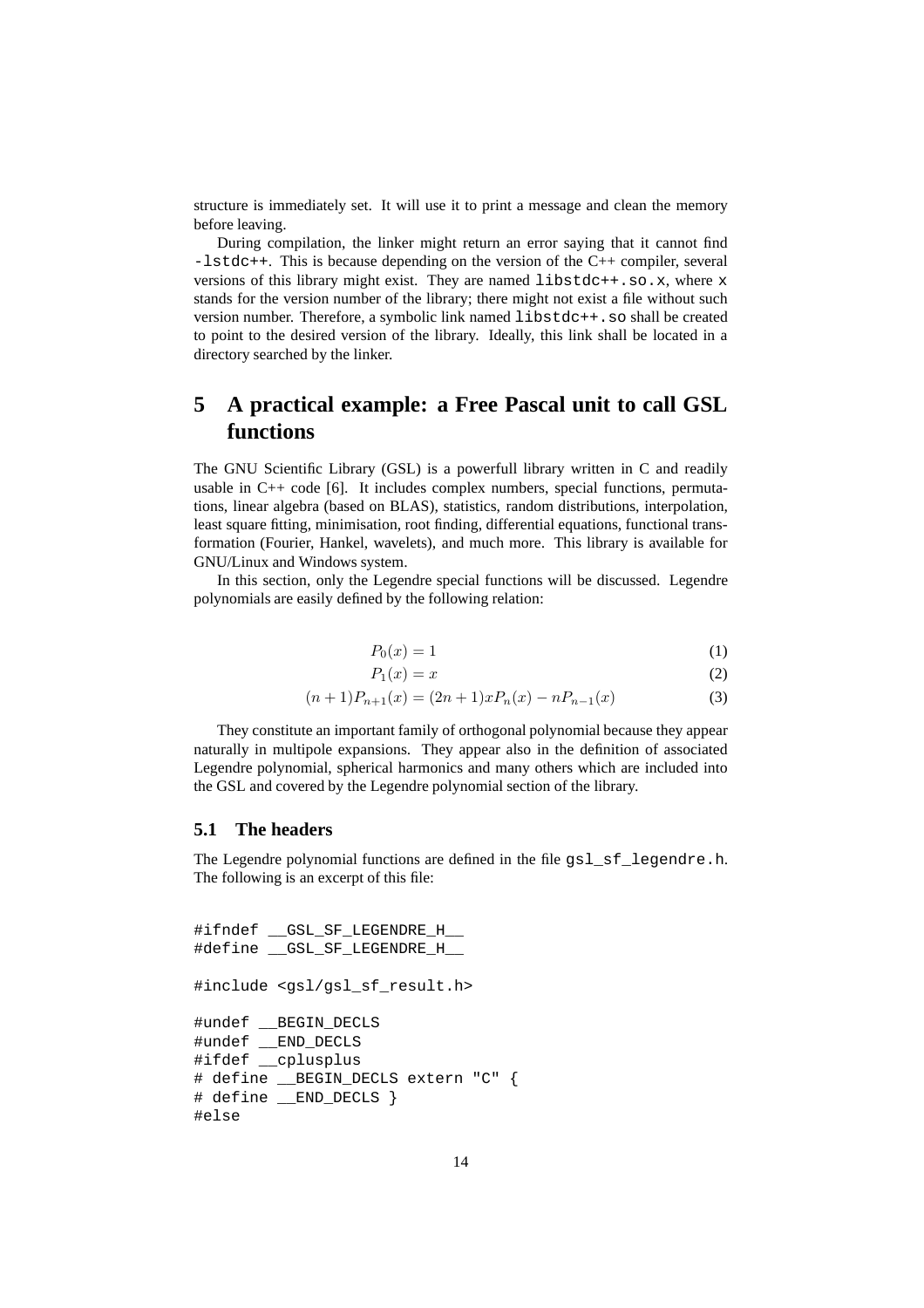structure is immediately set. It will use it to print a message and clean the memory before leaving.

During compilation, the linker might return an error saying that it cannot find `-lstdc++`. This is because depending on the version of the C++ compiler, several versions of this library might exist. They are named `libstdc++.so.x`, where `x` stands for the version number of the library; there might not exist a file without such version number. Therefore, a symbolic link named `libstdc++.so` shall be created to point to the desired version of the library. Ideally, this link shall be located in a directory searched by the linker.

# 5 A practical example: a Free Pascal unit to call GSL functions

The GNU Scientific Library (GSL) is a powerfull library written in C and readily usable in C++ code [6]. It includes complex numbers, special functions, permutations, linear algebra (based on BLAS), statistics, random distributions, interpolation, least square fitting, minimisation, root finding, differential equations, functional transformation (Fourier, Hankel, wavelets), and much more. This library is available for GNU/Linux and Windows system.

In this section, only the Legendre special functions will be discussed. Legendre polynomials are easily defined by the following relation:

$$P_0(x) = 1 \tag{1}$$

$$P_1(x) = x \tag{2}$$

$$(n+1)P_{n+1}(x) = (2n+1)xP_n(x) - nP_{n-1}(x) \tag{3}$$

They constitute an important family of orthogonal polynomial because they appear naturally in multipole expansions. They appear also in the definition of associated Legendre polynomial, spherical harmonics and many others which are included into the GSL and covered by the Legendre polynomial section of the library.

## 5.1 The headers

The Legendre polynomial functions are defined in the file `gsl_sf_legendre.h`. The following is an excerpt of this file:

```
#ifndef __GSL_SF_LEGENDRE_H__
#define __GSL_SF_LEGENDRE_H__

#include <gsl/gsl_sf_result.h>

#undef __BEGIN_DECLS
#undef __END_DECLS
#ifdef __cplusplus
# define __BEGIN_DECLS extern "C" {
# define __END_DECLS }
#else
```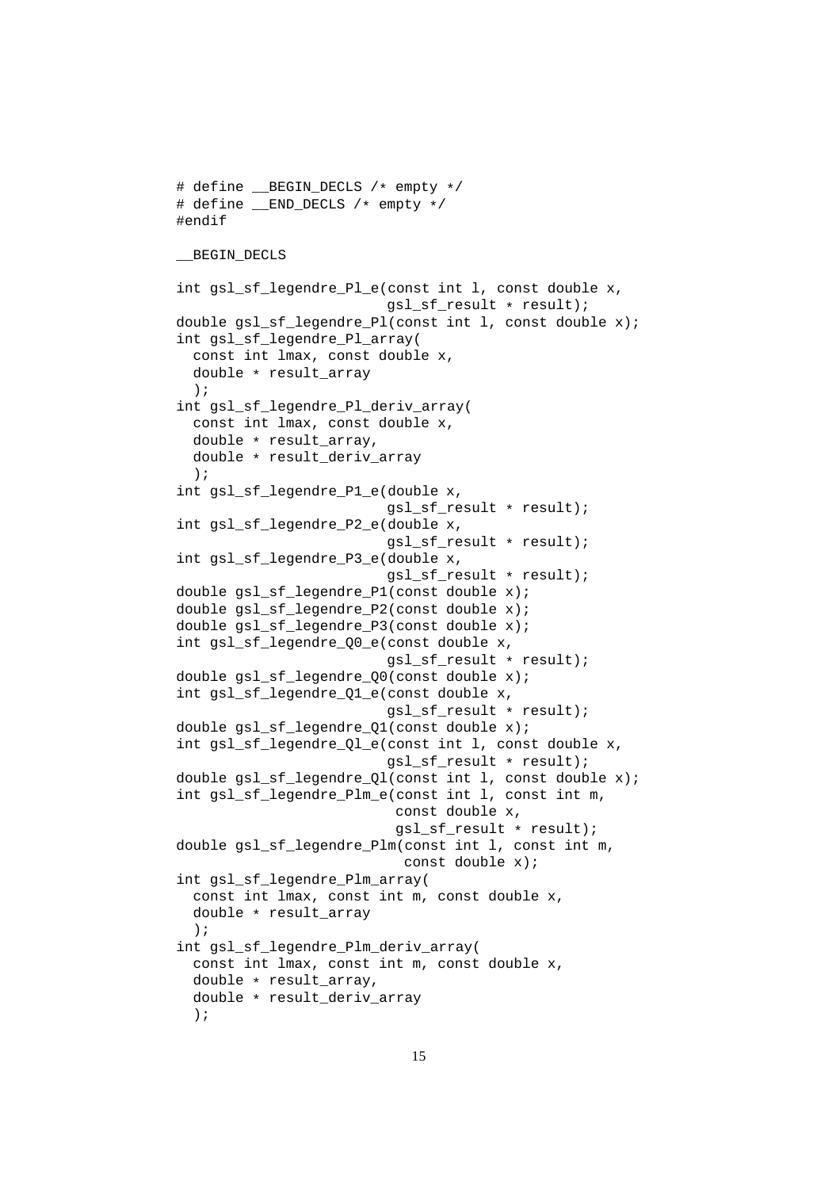```
# define __BEGIN_DECLS /* empty */
# define __END_DECLS /* empty */
#endif

__BEGIN_DECLS

int gsl_sf_legendre_Pl_e(const int l, const double x,
                         gsl_sf_result * result);
double gsl_sf_legendre_Pl(const int l, const double x);
int gsl_sf_legendre_Pl_array(
  const int lmax, const double x,
  double * result_array
  );
int gsl_sf_legendre_Pl_deriv_array(
  const int lmax, const double x,
  double * result_array,
  double * result_deriv_array
  );
int gsl_sf_legendre_P1_e(double x,
                         gsl_sf_result * result);
int gsl_sf_legendre_P2_e(double x,
                         gsl_sf_result * result);
int gsl_sf_legendre_P3_e(double x,
                         gsl_sf_result * result);
double gsl_sf_legendre_P1(const double x);
double gsl_sf_legendre_P2(const double x);
double gsl_sf_legendre_P3(const double x);
int gsl_sf_legendre_Q0_e(const double x,
                         gsl_sf_result * result);
double gsl_sf_legendre_Q0(const double x);
int gsl_sf_legendre_Q1_e(const double x,
                         gsl_sf_result * result);
double gsl_sf_legendre_Q1(const double x);
int gsl_sf_legendre_Ql_e(const int l, const double x,
                         gsl_sf_result * result);
double gsl_sf_legendre_Ql(const int l, const double x);
int gsl_sf_legendre_Plm_e(const int l, const int m,
                          const double x,
                          gsl_sf_result * result);
double gsl_sf_legendre_Plm(const int l, const int m,
                           const double x);
int gsl_sf_legendre_Plm_array(
  const int lmax, const int m, const double x,
  double * result_array
  );
int gsl_sf_legendre_Plm_deriv_array(
  const int lmax, const int m, const double x,
  double * result_array,
  double * result_deriv_array
  );
```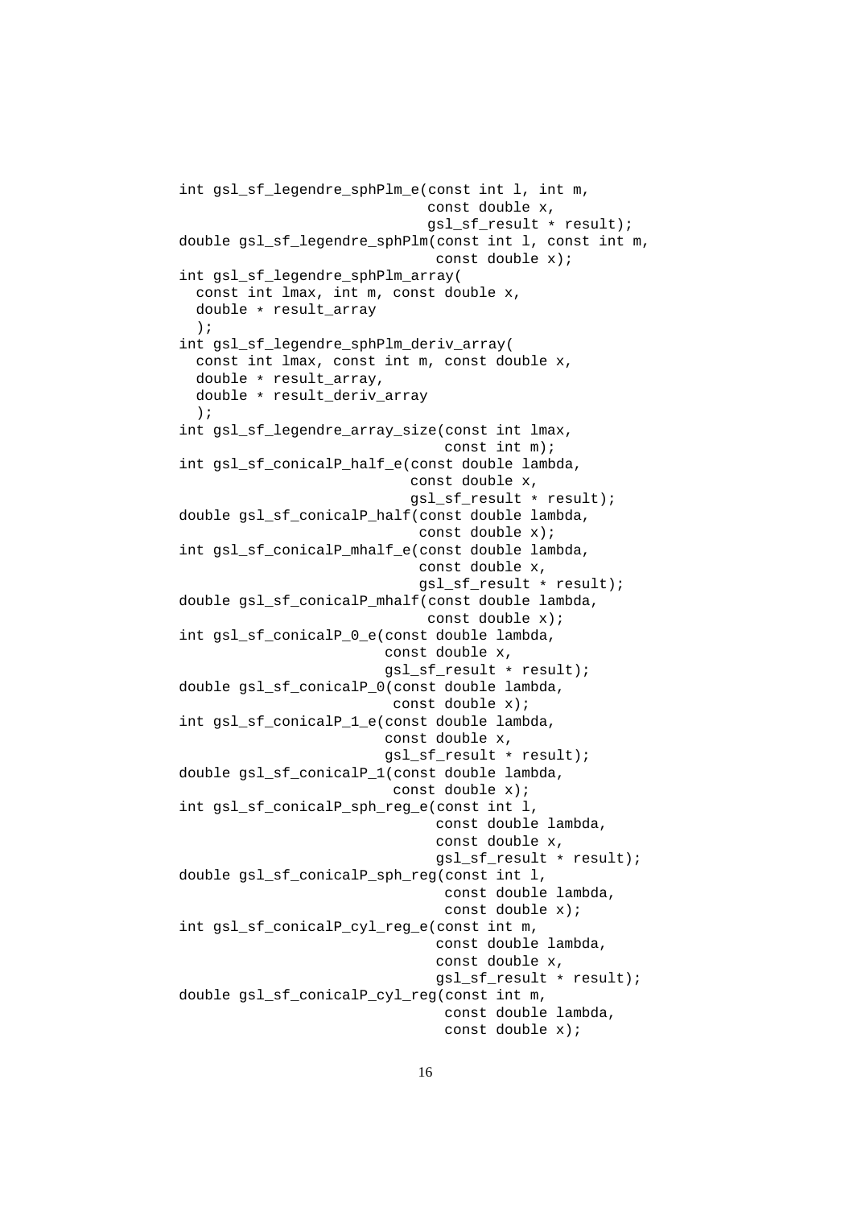```
int gsl_sf_legendre_sphPlm_e(const int l, int m,
                             const double x,
                             gsl_sf_result * result);
double gsl_sf_legendre_sphPlm(const int l, const int m,
                              const double x);
int gsl_sf_legendre_sphPlm_array(
  const int lmax, int m, const double x,
  double * result_array
  );
int gsl_sf_legendre_sphPlm_deriv_array(
  const int lmax, const int m, const double x,
  double * result_array,
  double * result_deriv_array
  );
int gsl_sf_legendre_array_size(const int lmax,
                               const int m);
int gsl_sf_conicalP_half_e(const double lambda,
                           const double x,
                           gsl_sf_result * result);
double gsl_sf_conicalP_half(const double lambda,
                            const double x);
int gsl_sf_conicalP_mhalf_e(const double lambda,
                            const double x,
                            gsl_sf_result * result);
double gsl_sf_conicalP_mhalf(const double lambda,
                             const double x);
int gsl_sf_conicalP_0_e(const double lambda,
                        const double x,
                        gsl_sf_result * result);
double gsl_sf_conicalP_0(const double lambda,
                         const double x);
int gsl_sf_conicalP_1_e(const double lambda,
                        const double x,
                        gsl_sf_result * result);
double gsl_sf_conicalP_1(const double lambda,
                         const double x);
int gsl_sf_conicalP_sph_reg_e(const int l,
                              const double lambda,
                              const double x,
                              gsl_sf_result * result);
double gsl_sf_conicalP_sph_reg(const int l,
                               const double lambda,
                               const double x);
int gsl_sf_conicalP_cyl_reg_e(const int m,
                              const double lambda,
                              const double x,
                              gsl_sf_result * result);
double gsl_sf_conicalP_cyl_reg(const int m,
                               const double lambda,
                               const double x);
```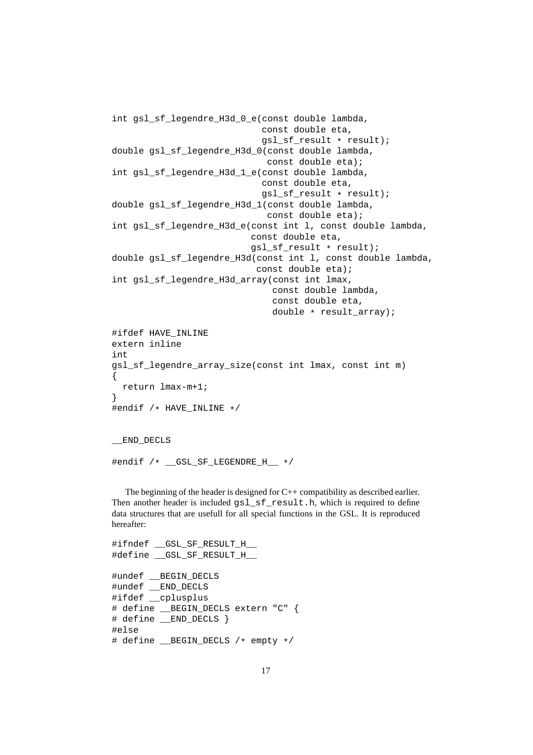```
int gsl_sf_legendre_H3d_0_e(const double lambda,
                            const double eta,
                            gsl_sf_result * result);
double gsl_sf_legendre_H3d_0(const double lambda,
                             const double eta);
int gsl_sf_legendre_H3d_1_e(const double lambda,
                            const double eta,
                            gsl_sf_result * result);
double gsl_sf_legendre_H3d_1(const double lambda,
                             const double eta);
int gsl_sf_legendre_H3d_e(const int l, const double lambda,
                          const double eta,
                          gsl_sf_result * result);
double gsl_sf_legendre_H3d(const int l, const double lambda,
                           const double eta);
int gsl_sf_legendre_H3d_array(const int lmax,
                              const double lambda,
                              const double eta,
                              double * result_array);

#ifdef HAVE_INLINE
extern inline
int
gsl_sf_legendre_array_size(const int lmax, const int m)
{
  return lmax-m+1;
}
#endif /* HAVE_INLINE */


__END_DECLS

#endif /* __GSL_SF_LEGENDRE_H__ */
```

The beginning of the header is designed for C++ compatibility as described earlier. Then another header is included `gsl_sf_result.h`, which is required to define data structures that are usefull for all special functions in the GSL. It is reproduced hereafter:

```
#ifndef __GSL_SF_RESULT_H__
#define __GSL_SF_RESULT_H__

#undef __BEGIN_DECLS
#undef __END_DECLS
#ifdef __cplusplus
# define __BEGIN_DECLS extern "C" {
# define __END_DECLS }
#else
# define __BEGIN_DECLS /* empty */
```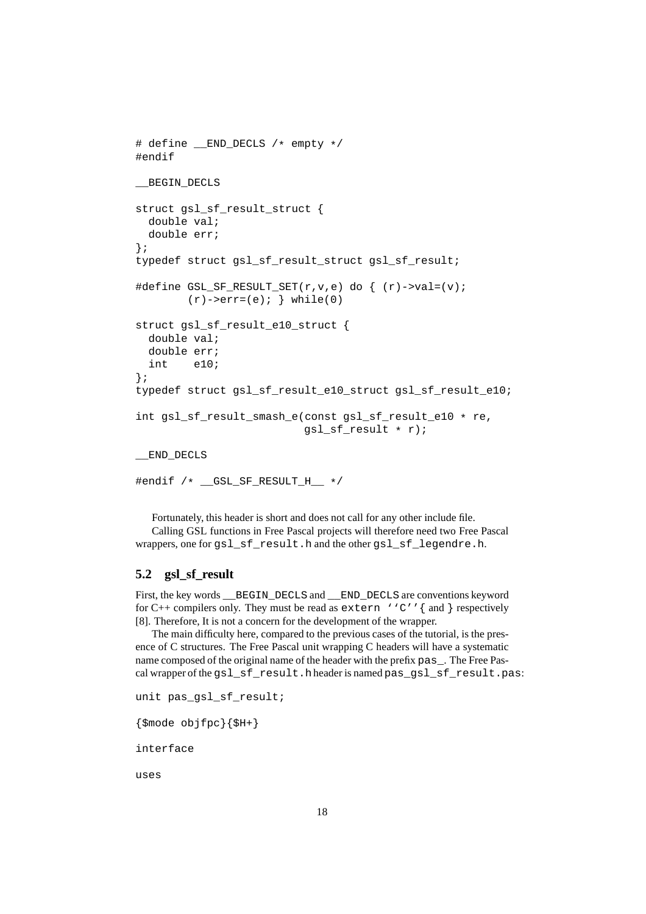```
# define __END_DECLS /* empty */
#endif

__BEGIN_DECLS

struct gsl_sf_result_struct {
  double val;
  double err;
};
typedef struct gsl_sf_result_struct gsl_sf_result;

#define GSL_SF_RESULT_SET(r,v,e) do { (r)->val=(v);
        (r)->err=(e); } while(0)

struct gsl_sf_result_e10_struct {
  double val;
  double err;
  int    e10;
};
typedef struct gsl_sf_result_e10_struct gsl_sf_result_e10;

int gsl_sf_result_smash_e(const gsl_sf_result_e10 * re,
                          gsl_sf_result * r);

__END_DECLS

#endif /* __GSL_SF_RESULT_H__ */
```

Fortunately, this header is short and does not call for any other include file.

Calling GSL functions in Free Pascal projects will therefore need two Free Pascal wrappers, one for `gsl_sf_result.h` and the other `gsl_sf_legendre.h`.

## 5.2 gsl_sf_result

First, the key words `__BEGIN_DECLS` and `__END_DECLS` are conventions keyword for C++ compilers only. They must be read as `extern ''C''{` and `}` respectively [8]. Therefore, It is not a concern for the development of the wrapper.

The main difficulty here, compared to the previous cases of the tutorial, is the presence of C structures. The Free Pascal unit wrapping C headers will have a systematic name composed of the original name of the header with the prefix `pas_`. The Free Pascal wrapper of the `gsl_sf_result.h` header is named `pas_gsl_sf_result.pas`:

```
unit pas_gsl_sf_result;

{$mode objfpc}{$H+}

interface

uses
```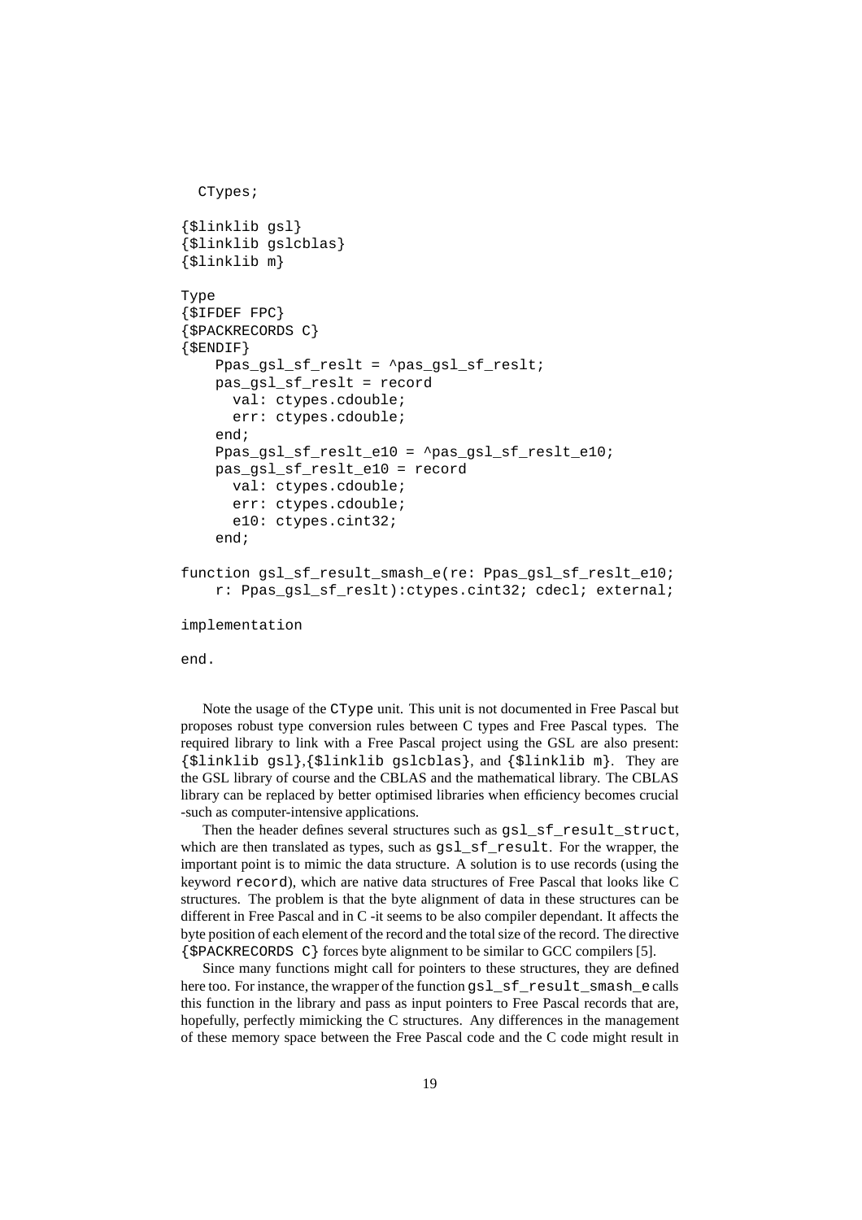```
  CTypes;

{$linklib gsl}
{$linklib gslcblas}
{$linklib m}

Type
{$IFDEF FPC}
{$PACKRECORDS C}
{$ENDIF}
    Ppas_gsl_sf_reslt = ^pas_gsl_sf_reslt;
    pas_gsl_sf_reslt = record
      val: ctypes.cdouble;
      err: ctypes.cdouble;
    end;
    Ppas_gsl_sf_reslt_e10 = ^pas_gsl_sf_reslt_e10;
    pas_gsl_sf_reslt_e10 = record
      val: ctypes.cdouble;
      err: ctypes.cdouble;
      e10: ctypes.cint32;
    end;

function gsl_sf_result_smash_e(re: Ppas_gsl_sf_reslt_e10;
    r: Ppas_gsl_sf_reslt):ctypes.cint32; cdecl; external;

implementation

end.
```

Note the usage of the `CType` unit. This unit is not documented in Free Pascal but proposes robust type conversion rules between C types and Free Pascal types. The required library to link with a Free Pascal project using the GSL are also present: `{$linklib gsl}`,`{$linklib gslcblas}`, and `{$linklib m}`. They are the GSL library of course and the CBLAS and the mathematical library. The CBLAS library can be replaced by better optimised libraries when efficiency becomes crucial -such as computer-intensive applications.

Then the header defines several structures such as `gsl_sf_result_struct`, which are then translated as types, such as `gsl_sf_result`. For the wrapper, the important point is to mimic the data structure. A solution is to use records (using the keyword `record`), which are native data structures of Free Pascal that looks like C structures. The problem is that the byte alignment of data in these structures can be different in Free Pascal and in C -it seems to be also compiler dependant. It affects the byte position of each element of the record and the total size of the record. The directive `{$PACKRECORDS C}` forces byte alignment to be similar to GCC compilers [5].

Since many functions might call for pointers to these structures, they are defined here too. For instance, the wrapper of the function `gsl_sf_result_smash_e` calls this function in the library and pass as input pointers to Free Pascal records that are, hopefully, perfectly mimicking the C structures. Any differences in the management of these memory space between the Free Pascal code and the C code might result in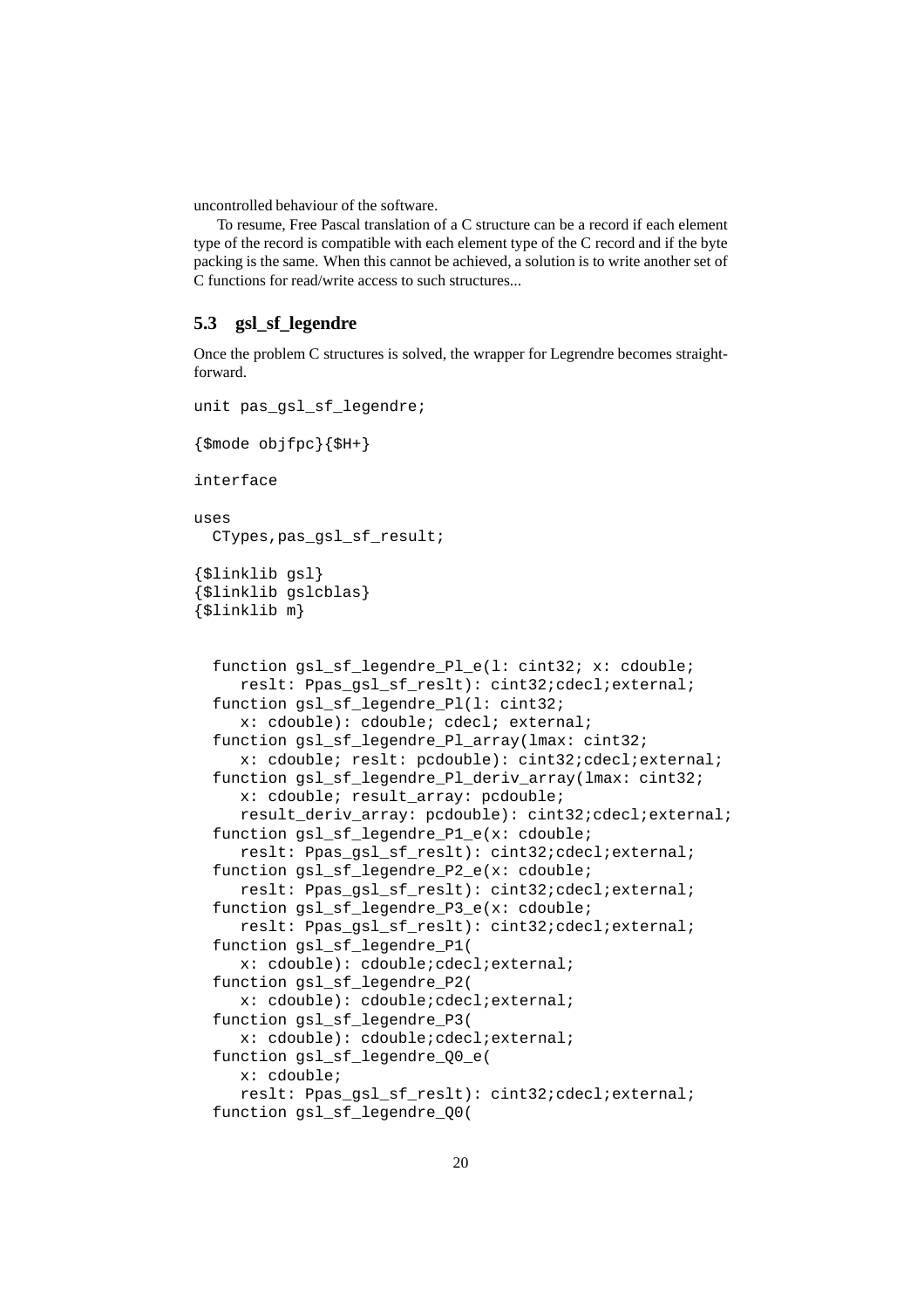uncontrolled behaviour of the software.

To resume, Free Pascal translation of a C structure can be a record if each element type of the record is compatible with each element type of the C record and if the byte packing is the same. When this cannot be achieved, a solution is to write another set of C functions for read/write access to such structures...

### 5.3 gsl_sf_legendre

Once the problem C structures is solved, the wrapper for Legrendre becomes straightforward.

```
unit pas_gsl_sf_legendre;

{$mode objfpc}{$H+}

interface

uses
  CTypes,pas_gsl_sf_result;

{$linklib gsl}
{$linklib gslcblas}
{$linklib m}


  function gsl_sf_legendre_Pl_e(l: cint32; x: cdouble;
     reslt: Ppas_gsl_sf_reslt): cint32;cdecl;external;
  function gsl_sf_legendre_Pl(l: cint32;
     x: cdouble): cdouble; cdecl; external;
  function gsl_sf_legendre_Pl_array(lmax: cint32;
     x: cdouble; reslt: pcdouble): cint32;cdecl;external;
  function gsl_sf_legendre_Pl_deriv_array(lmax: cint32;
     x: cdouble; result_array: pcdouble;
     result_deriv_array: pcdouble): cint32;cdecl;external;
  function gsl_sf_legendre_P1_e(x: cdouble;
     reslt: Ppas_gsl_sf_reslt): cint32;cdecl;external;
  function gsl_sf_legendre_P2_e(x: cdouble;
     reslt: Ppas_gsl_sf_reslt): cint32;cdecl;external;
  function gsl_sf_legendre_P3_e(x: cdouble;
     reslt: Ppas_gsl_sf_reslt): cint32;cdecl;external;
  function gsl_sf_legendre_P1(
     x: cdouble): cdouble;cdecl;external;
  function gsl_sf_legendre_P2(
     x: cdouble): cdouble;cdecl;external;
  function gsl_sf_legendre_P3(
     x: cdouble): cdouble;cdecl;external;
  function gsl_sf_legendre_Q0_e(
     x: cdouble;
     reslt: Ppas_gsl_sf_reslt): cint32;cdecl;external;
  function gsl_sf_legendre_Q0(
```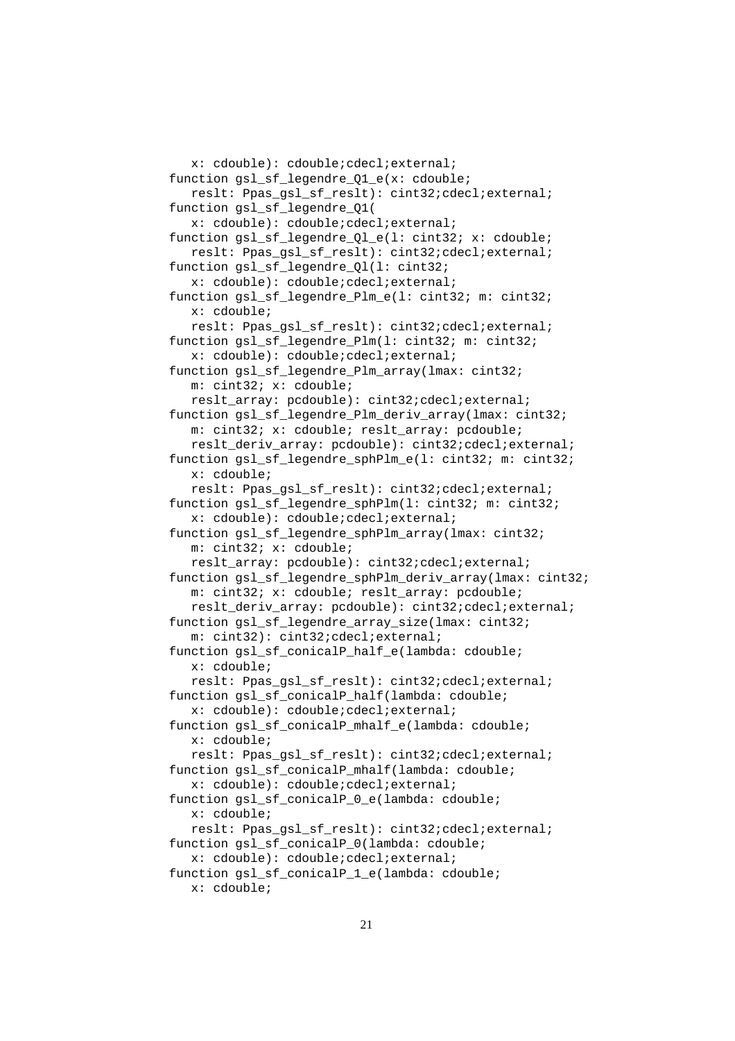```
   x: cdouble): cdouble;cdecl;external;
function gsl_sf_legendre_Q1_e(x: cdouble;
   reslt: Ppas_gsl_sf_reslt): cint32;cdecl;external;
function gsl_sf_legendre_Q1(
   x: cdouble): cdouble;cdecl;external;
function gsl_sf_legendre_Ql_e(l: cint32; x: cdouble;
   reslt: Ppas_gsl_sf_reslt): cint32;cdecl;external;
function gsl_sf_legendre_Ql(l: cint32;
   x: cdouble): cdouble;cdecl;external;
function gsl_sf_legendre_Plm_e(l: cint32; m: cint32;
   x: cdouble;
   reslt: Ppas_gsl_sf_reslt): cint32;cdecl;external;
function gsl_sf_legendre_Plm(l: cint32; m: cint32;
   x: cdouble): cdouble;cdecl;external;
function gsl_sf_legendre_Plm_array(lmax: cint32;
   m: cint32; x: cdouble;
   reslt_array: pcdouble): cint32;cdecl;external;
function gsl_sf_legendre_Plm_deriv_array(lmax: cint32;
   m: cint32; x: cdouble; reslt_array: pcdouble;
   reslt_deriv_array: pcdouble): cint32;cdecl;external;
function gsl_sf_legendre_sphPlm_e(l: cint32; m: cint32;
   x: cdouble;
   reslt: Ppas_gsl_sf_reslt): cint32;cdecl;external;
function gsl_sf_legendre_sphPlm(l: cint32; m: cint32;
   x: cdouble): cdouble;cdecl;external;
function gsl_sf_legendre_sphPlm_array(lmax: cint32;
   m: cint32; x: cdouble;
   reslt_array: pcdouble): cint32;cdecl;external;
function gsl_sf_legendre_sphPlm_deriv_array(lmax: cint32;
   m: cint32; x: cdouble; reslt_array: pcdouble;
   reslt_deriv_array: pcdouble): cint32;cdecl;external;
function gsl_sf_legendre_array_size(lmax: cint32;
   m: cint32): cint32;cdecl;external;
function gsl_sf_conicalP_half_e(lambda: cdouble;
   x: cdouble;
   reslt: Ppas_gsl_sf_reslt): cint32;cdecl;external;
function gsl_sf_conicalP_half(lambda: cdouble;
   x: cdouble): cdouble;cdecl;external;
function gsl_sf_conicalP_mhalf_e(lambda: cdouble;
   x: cdouble;
   reslt: Ppas_gsl_sf_reslt): cint32;cdecl;external;
function gsl_sf_conicalP_mhalf(lambda: cdouble;
   x: cdouble): cdouble;cdecl;external;
function gsl_sf_conicalP_0_e(lambda: cdouble;
   x: cdouble;
   reslt: Ppas_gsl_sf_reslt): cint32;cdecl;external;
function gsl_sf_conicalP_0(lambda: cdouble;
   x: cdouble): cdouble;cdecl;external;
function gsl_sf_conicalP_1_e(lambda: cdouble;
   x: cdouble;
```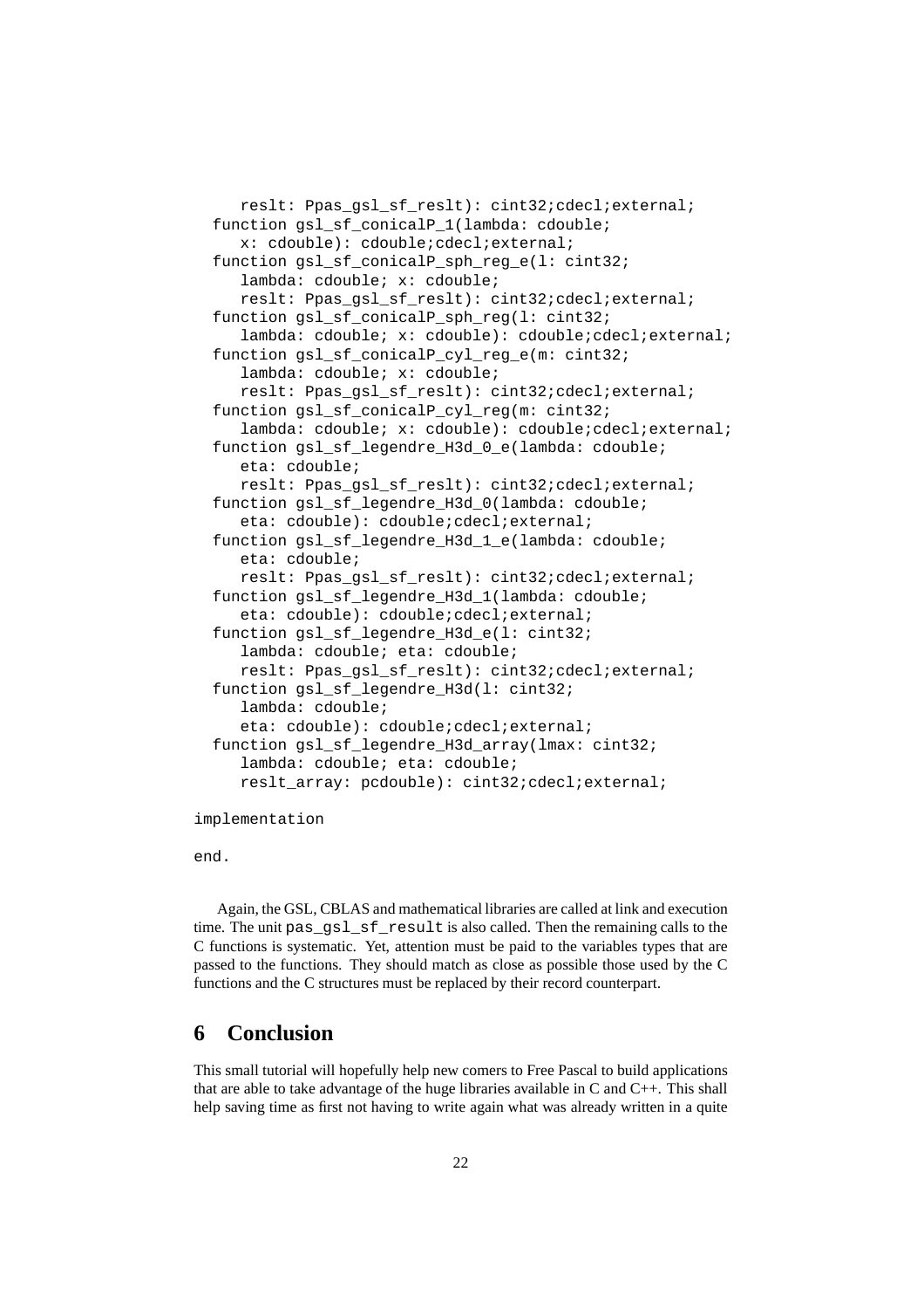```
      reslt: Ppas_gsl_sf_reslt): cint32;cdecl;external;
   function gsl_sf_conicalP_1(lambda: cdouble;
      x: cdouble): cdouble;cdecl;external;
   function gsl_sf_conicalP_sph_reg_e(l: cint32;
      lambda: cdouble; x: cdouble;
      reslt: Ppas_gsl_sf_reslt): cint32;cdecl;external;
   function gsl_sf_conicalP_sph_reg(l: cint32;
      lambda: cdouble; x: cdouble): cdouble;cdecl;external;
   function gsl_sf_conicalP_cyl_reg_e(m: cint32;
      lambda: cdouble; x: cdouble;
      reslt: Ppas_gsl_sf_reslt): cint32;cdecl;external;
   function gsl_sf_conicalP_cyl_reg(m: cint32;
      lambda: cdouble; x: cdouble): cdouble;cdecl;external;
   function gsl_sf_legendre_H3d_0_e(lambda: cdouble;
      eta: cdouble;
      reslt: Ppas_gsl_sf_reslt): cint32;cdecl;external;
   function gsl_sf_legendre_H3d_0(lambda: cdouble;
      eta: cdouble): cdouble;cdecl;external;
   function gsl_sf_legendre_H3d_1_e(lambda: cdouble;
      eta: cdouble;
      reslt: Ppas_gsl_sf_reslt): cint32;cdecl;external;
   function gsl_sf_legendre_H3d_1(lambda: cdouble;
      eta: cdouble): cdouble;cdecl;external;
   function gsl_sf_legendre_H3d_e(l: cint32;
      lambda: cdouble; eta: cdouble;
      reslt: Ppas_gsl_sf_reslt): cint32;cdecl;external;
   function gsl_sf_legendre_H3d(l: cint32;
      lambda: cdouble;
      eta: cdouble): cdouble;cdecl;external;
   function gsl_sf_legendre_H3d_array(lmax: cint32;
      lambda: cdouble; eta: cdouble;
      reslt_array: pcdouble): cint32;cdecl;external;

implementation

end.
```

Again, the GSL, CBLAS and mathematical libraries are called at link and execution time. The unit `pas_gsl_sf_result` is also called. Then the remaining calls to the C functions is systematic. Yet, attention must be paid to the variables types that are passed to the functions. They should match as close as possible those used by the C functions and the C structures must be replaced by their record counterpart.

## 6 Conclusion

This small tutorial will hopefully help new comers to Free Pascal to build applications that are able to take advantage of the huge libraries available in C and C++. This shall help saving time as first not having to write again what was already written in a quite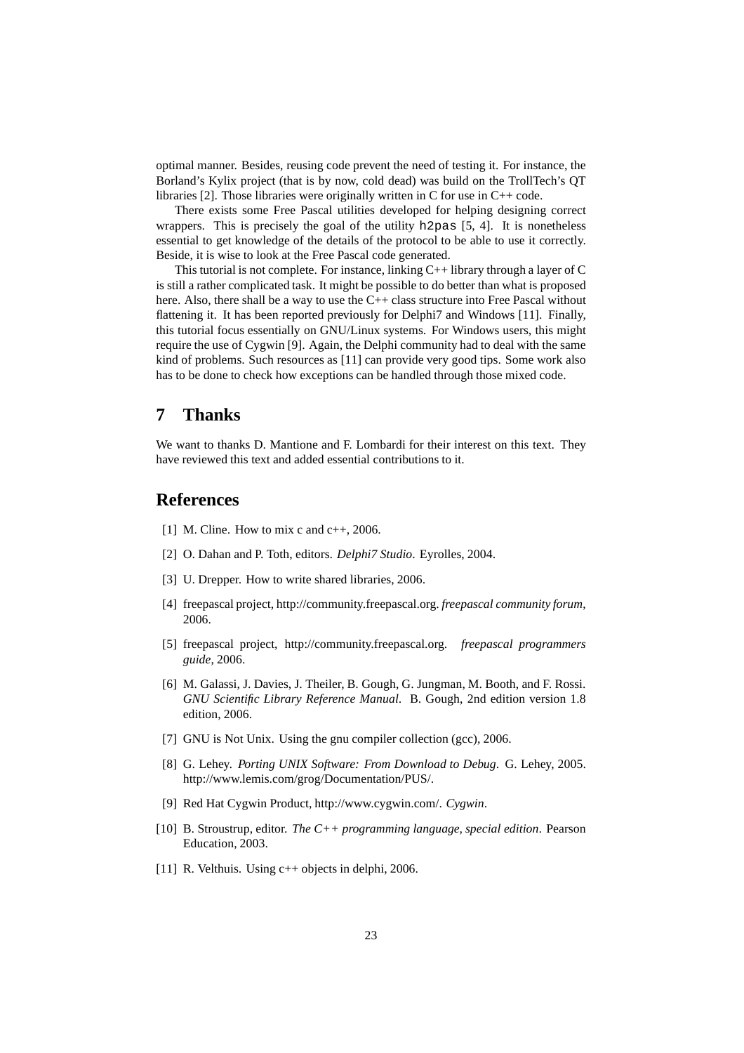optimal manner. Besides, reusing code prevent the need of testing it. For instance, the Borland's Kylix project (that is by now, cold dead) was build on the TrollTech's QT libraries [2]. Those libraries were originally written in C for use in C++ code.

There exists some Free Pascal utilities developed for helping designing correct wrappers. This is precisely the goal of the utility `h2pas` [5, 4]. It is nonetheless essential to get knowledge of the details of the protocol to be able to use it correctly. Beside, it is wise to look at the Free Pascal code generated.

This tutorial is not complete. For instance, linking C++ library through a layer of C is still a rather complicated task. It might be possible to do better than what is proposed here. Also, there shall be a way to use the C++ class structure into Free Pascal without flattening it. It has been reported previously for Delphi7 and Windows [11]. Finally, this tutorial focus essentially on GNU/Linux systems. For Windows users, this might require the use of Cygwin [9]. Again, the Delphi community had to deal with the same kind of problems. Such resources as [11] can provide very good tips. Some work also has to be done to check how exceptions can be handled through those mixed code.

# 7 Thanks

We want to thanks D. Mantione and F. Lombardi for their interest on this text. They have reviewed this text and added essential contributions to it.

# References

[1] M. Cline. How to mix c and c++, 2006.

[2] O. Dahan and P. Toth, editors. *Delphi7 Studio*. Eyrolles, 2004.

[3] U. Drepper. How to write shared libraries, 2006.

[4] freepascal project, http://community.freepascal.org. *freepascal community forum*, 2006.

[5] freepascal project, http://community.freepascal.org. *freepascal programmers guide*, 2006.

[6] M. Galassi, J. Davies, J. Theiler, B. Gough, G. Jungman, M. Booth, and F. Rossi. *GNU Scientific Library Reference Manual*. B. Gough, 2nd edition version 1.8 edition, 2006.

[7] GNU is Not Unix. Using the gnu compiler collection (gcc), 2006.

[8] G. Lehey. *Porting UNIX Software: From Download to Debug*. G. Lehey, 2005. http://www.lemis.com/grog/Documentation/PUS/.

[9] Red Hat Cygwin Product, http://www.cygwin.com/. *Cygwin*.

[10] B. Stroustrup, editor. *The C++ programming language, special edition*. Pearson Education, 2003.

[11] R. Velthuis. Using c++ objects in delphi, 2006.